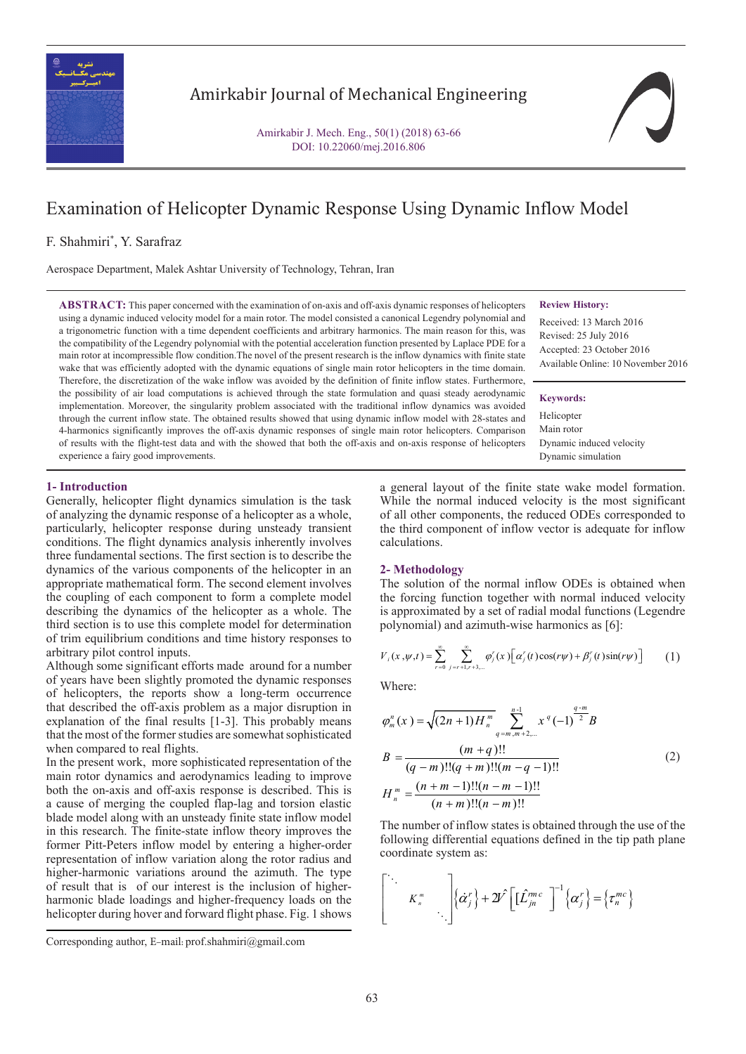# Examination of Helicopter Dynamic Response Using Dynamic Inflow Model

F. Shahmiri*, Y. Sarafraz

Aerospace Department, Malek Ashtar University of Technology, Tehran, Iran

**ABSTRACT:** This paper concerned with the examination of on-axis and off-axis dynamic responses of helicopters using a dynamic induced velocity model for a main rotor. The model consisted a canonical Legendry polynomial and a trigonometric function with a time dependent coefficients and arbitrary harmonics. The main reason for this, was the compatibility of the Legendry polynomial with the potential acceleration function presented by Laplace PDE for a main rotor at incompressible flow condition.The novel of the present research is the inflow dynamics with finite state wake that was efficiently adopted with the dynamic equations of single main rotor helicopters in the time domain. Therefore, the discretization of the wake inflow was avoided by the definition of finite inflow states. Furthermore, the possibility of air load computations is achieved through the state formulation and quasi steady aerodynamic implementation. Moreover, the singularity problem associated with the traditional inflow dynamics was avoided through the current inflow state. The obtained results showed that using dynamic inflow model with 28-states and 4-harmonics significantly improves the off-axis dynamic responses of single main rotor helicopters. Comparison of results with the flight-test data and with the showed that both the off-axis and on-axis response of helicopters experience a fairy good improvements.

**Review History:**

Received: 13 March 2016
Revised: 25 July 2016
Accepted: 23 October 2016
Available Online: 10 November 2016

**Keywords:**

Helicopter
Main rotor
Dynamic induced velocity
Dynamic simulation

## 1- Introduction

Generally, helicopter flight dynamics simulation is the task of analyzing the dynamic response of a helicopter as a whole, particularly, helicopter response during unsteady transient conditions. The flight dynamics analysis inherently involves three fundamental sections. The first section is to describe the dynamics of the various components of the helicopter in an appropriate mathematical form. The second element involves the coupling of each component to form a complete model describing the dynamics of the helicopter as a whole. The third section is to use this complete model for determination of trim equilibrium conditions and time history responses to arbitrary pilot control inputs.

Although some significant efforts made around for a number of years have been slightly promoted the dynamic responses of helicopters, the reports show a long-term occurrence that described the off-axis problem as a major disruption in explanation of the final results [1-3]. This probably means that the most of the former studies are somewhat sophisticated when compared to real flights.

In the present work, more sophisticated representation of the main rotor dynamics and aerodynamics leading to improve both the on-axis and off-axis response is described. This is a cause of merging the coupled flap-lag and torsion elastic blade model along with an unsteady finite state inflow model in this research. The finite-state inflow theory improves the former Pitt-Peters inflow model by entering a higher-order representation of inflow variation along the rotor radius and higher-harmonic variations around the azimuth. The type of result that is of our interest is the inclusion of higher-harmonic blade loadings and higher-frequency loads on the helicopter during hover and forward flight phase. Fig. 1 shows a general layout of the finite state wake model formation. While the normal induced velocity is the most significant of all other components, the reduced ODEs corresponded to the third component of inflow vector is adequate for inflow calculations.

## 2- Methodology

The solution of the normal inflow ODEs is obtained when the forcing function together with normal induced velocity is approximated by a set of radial modal functions (Legendre polynomial) and azimuth-wise harmonics as [6]:

$$V_i(x,\psi,t) = \sum_{r=0}^{\infty} \sum_{j=r+1,r+3,\dots}^{\infty} \varphi_j^r(x)\left[\alpha_j^r(t)\cos(r\psi) + \beta_j^r(t)\sin(r\psi)\right] \tag{1}$$

Where:

$$\begin{aligned}
\varphi_m^n(x) &= \sqrt{(2n+1)H_n^m} \sum_{q=m,m+2,\dots}^{n-1} x^q (-1)^{\frac{q-m}{2}} B \\
B &= \frac{(m+q)!!}{(q-m)!!(q+m)!!(m-q-1)!!} \\
H_n^m &= \frac{(n+m-1)!!(n-m-1)!!}{(n+m)!!(n-m)!!}
\end{aligned} \tag{2}$$

The number of inflow states is obtained through the use of the following differential equations defined in the tip path plane coordinate system as:

$$\begin{bmatrix} \ddots & & \\ & K_n^m & \\ & & \ddots \end{bmatrix} \left\{\dot{\alpha}_j^r\right\} + 2\hat{V}\left[[\hat{L}_{jn}^{rmc}\right]^{-1}\left\{\alpha_j^r\right\} = \left\{\tau_n^{mc}\right\}$$

Corresponding author, E-mail: prof.shahmiri@gmail.com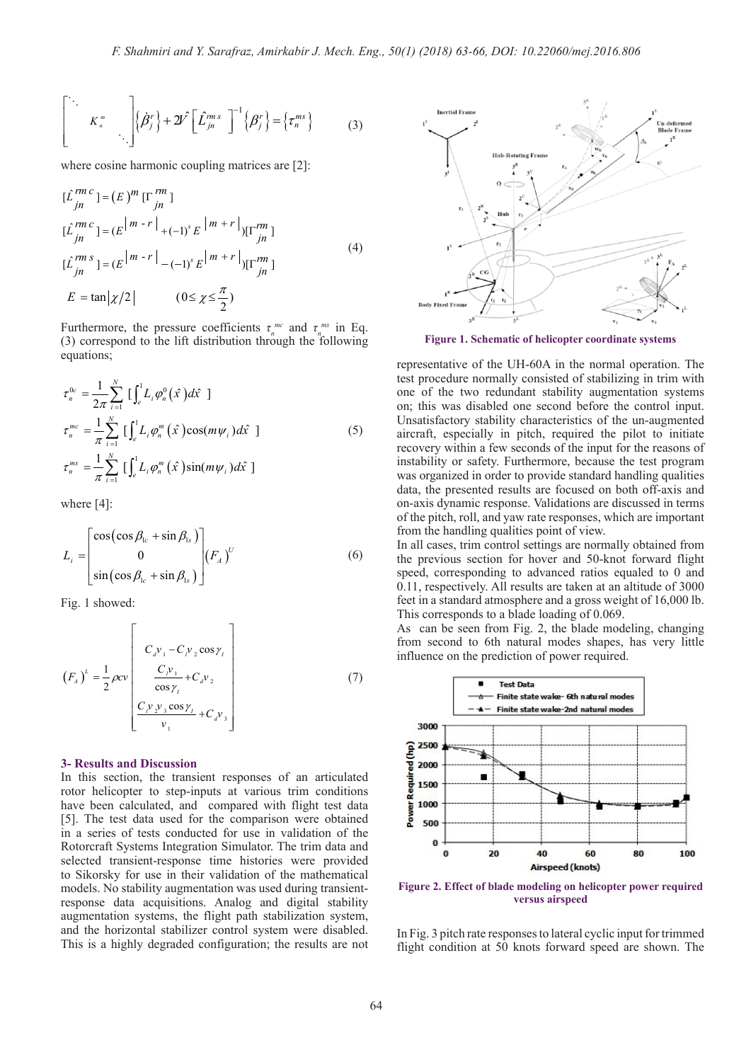$$\begin{bmatrix} \ddots & & \\ & K_n^m & \\ & & \ddots \end{bmatrix} \left\{ \dot{\beta}_j^r \right\} + 2\hat{V} \left[ \hat{L}_{jn}^{rm\,s} \right]^{-1} \left\{ \beta_j^r \right\} = \left\{ \tau_n^{ms} \right\} \tag{3}$$

where cosine harmonic coupling matrices are [2]:

$$\begin{aligned}
&[\hat{L}_{jn}^{rm\,c}] = (E)^m [\Gamma_{jn}^{rm}] \\
&[\hat{L}_{jn}^{rm\,c}] = (E^{|m-r|} + (-1)^s E^{|m+r|})[\Gamma_{jn}^{rm}] \\
&[\hat{L}_{jn}^{rm\,s}] = (E^{|m-r|} - (-1)^s E^{|m+r|})[\Gamma_{jn}^{rm}] \\
&E = \tan|\chi/2| \qquad (0 \le \chi \le \frac{\pi}{2})
\end{aligned} \tag{4}$$

Furthermore, the pressure coefficients $\tau_n^{mc}$ and $\tau_n^{ms}$ in Eq. (3) correspond to the lift distribution through the following equations;

$$\begin{aligned}
\tau_n^{0c} &= \frac{1}{2\pi} \sum_{i=1}^{N} [\int_e^1 L_i \varphi_n^0(\hat{x}) d\hat{x}\ ] \\
\tau_n^{mc} &= \frac{1}{\pi} \sum_{i=1}^{N} [\int_e^1 L_i \varphi_n^m(\hat{x}) \cos(m\psi_i) d\hat{x}\ ] \\
\tau_n^{ms} &= \frac{1}{\pi} \sum_{i=1}^{N} [\int_e^1 L_i \varphi_n^m(\hat{x}) \sin(m\psi_i) d\hat{x}\ ]
\end{aligned} \tag{5}$$

where [4]:

$$L_i = \begin{bmatrix} \cos(\cos\beta_{1c} + \sin\beta_{1s}) \\ 0 \\ \sin(\cos\beta_{1c} + \sin\beta_{1s}) \end{bmatrix} (F_A)^U \tag{6}$$

Fig. 1 showed:

$$(F_A)^L = \frac{1}{2}\rho c v \begin{bmatrix} C_d v_1 - C_l v_2 \cos\gamma_I \\ \dfrac{C_l v_1}{\cos\gamma_I} + C_d v_2 \\ \dfrac{C_l v_2 v_3 \cos\gamma_I}{v_1} + C_d v_3 \end{bmatrix} \tag{7}$$

### 3- Results and Discussion

In this section, the transient responses of an articulated rotor helicopter to step-inputs at various trim conditions have been calculated, and compared with flight test data [5]. The test data used for the comparison were obtained in a series of tests conducted for use in validation of the Rotorcraft Systems Integration Simulator. The trim data and selected transient-response time histories were provided to Sikorsky for use in their validation of the mathematical models. No stability augmentation was used during transient-response data acquisitions. Analog and digital stability augmentation systems, the flight path stabilization system, and the horizontal stabilizer control system were disabled. This is a highly degraded configuration; the results are not representative of the UH-60A in the normal operation. The test procedure normally consisted of stabilizing in trim with one of the two redundant stability augmentation systems on; this was disabled one second before the control input. Unsatisfactory stability characteristics of the un-augmented aircraft, especially in pitch, required the pilot to initiate recovery within a few seconds of the input for the reasons of instability or safety. Furthermore, because the test program was organized in order to provide standard handling qualities data, the presented results are focused on both off-axis and on-axis dynamic response. Validations are discussed in terms of the pitch, roll, and yaw rate responses, which are important from the handling qualities point of view.

Figure 1. Schematic of helicopter coordinate systems

In all cases, trim control settings are normally obtained from the previous section for hover and 50-knot forward flight speed, corresponding to advanced ratios equaled to 0 and 0.11, respectively. All results are taken at an altitude of 3000 feet in a standard atmosphere and a gross weight of 16,000 lb. This corresponds to a blade loading of 0.069.

As can be seen from Fig. 2, the blade modeling, changing from second to 6th natural modes shapes, has very little influence on the prediction of power required.

Figure 2. Effect of blade modeling on helicopter power required versus airspeed

In Fig. 3 pitch rate responses to lateral cyclic input for trimmed flight condition at 50 knots forward speed are shown. The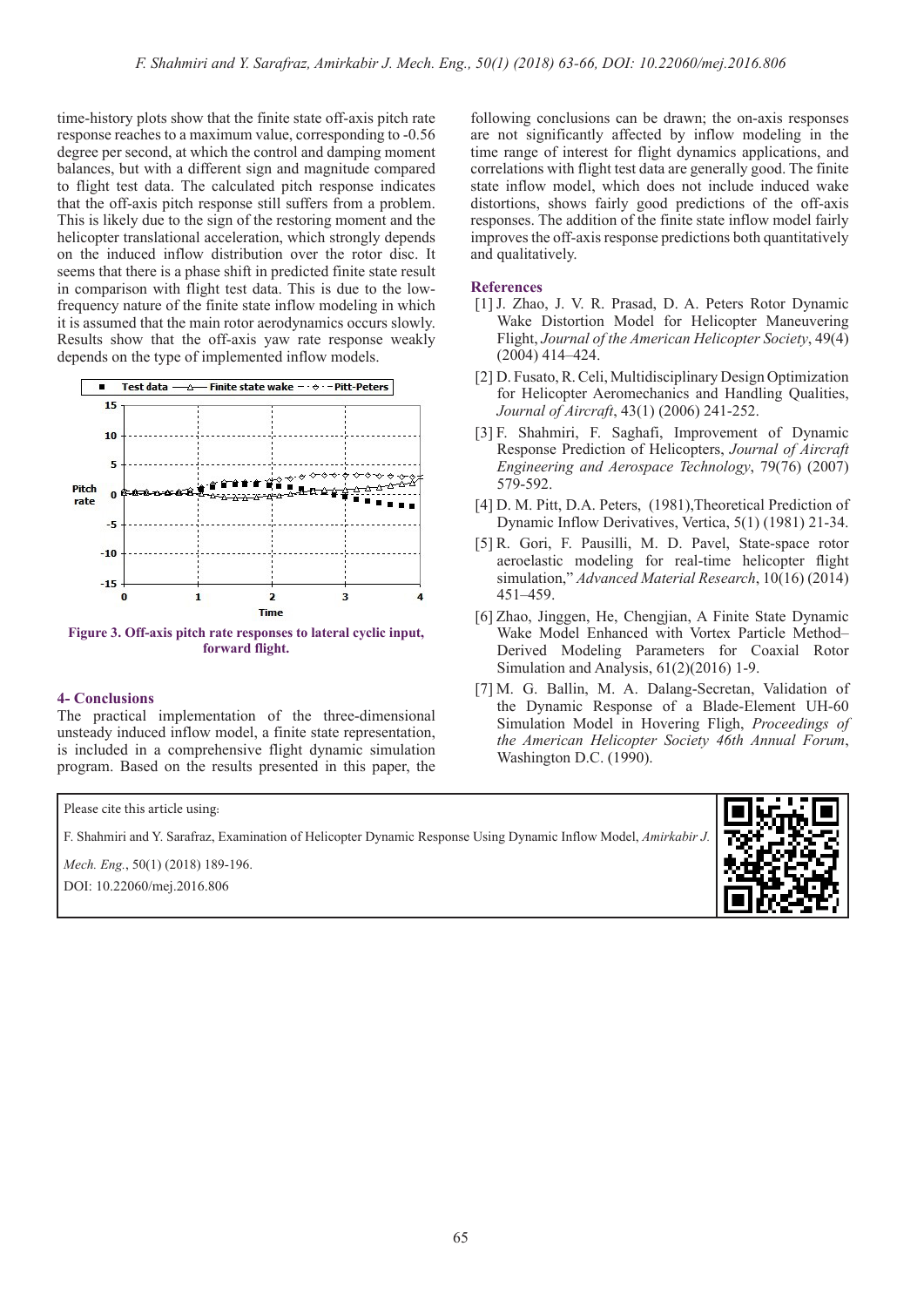time-history plots show that the finite state off-axis pitch rate response reaches to a maximum value, corresponding to -0.56 degree per second, at which the control and damping moment balances, but with a different sign and magnitude compared to flight test data. The calculated pitch response indicates that the off-axis pitch response still suffers from a problem. This is likely due to the sign of the restoring moment and the helicopter translational acceleration, which strongly depends on the induced inflow distribution over the rotor disc. It seems that there is a phase shift in predicted finite state result in comparison with flight test data. This is due to the low-frequency nature of the finite state inflow modeling in which it is assumed that the main rotor aerodynamics occurs slowly. Results show that the off-axis yaw rate response weakly depends on the type of implemented inflow models.

Test data
Finite state wake
Pitt-Peters
Pitch rate
15
10
5
0
-5
-10
-15
0
1
2
3
4
Time

**Figure 3. Off-axis pitch rate responses to lateral cyclic input, forward flight.**

## 4- Conclusions

The practical implementation of the three-dimensional unsteady induced inflow model, a finite state representation, is included in a comprehensive flight dynamic simulation program. Based on the results presented in this paper, the following conclusions can be drawn; the on-axis responses are not significantly affected by inflow modeling in the time range of interest for flight dynamics applications, and correlations with flight test data are generally good. The finite state inflow model, which does not include induced wake distortions, shows fairly good predictions of the off-axis responses. The addition of the finite state inflow model fairly improves the off-axis response predictions both quantitatively and qualitatively.

## References

[1] J. Zhao, J. V. R. Prasad, D. A. Peters Rotor Dynamic Wake Distortion Model for Helicopter Maneuvering Flight, *Journal of the American Helicopter Society*, 49(4) (2004) 414–424.

[2] D. Fusato, R. Celi, Multidisciplinary Design Optimization for Helicopter Aeromechanics and Handling Qualities, *Journal of Aircraft*, 43(1) (2006) 241-252.

[3] F. Shahmiri, F. Saghafi, Improvement of Dynamic Response Prediction of Helicopters, *Journal of Aircraft Engineering and Aerospace Technology*, 79(76) (2007) 579-592.

[4] D. M. Pitt, D.A. Peters, (1981),Theoretical Prediction of Dynamic Inflow Derivatives, Vertica, 5(1) (1981) 21-34.

[5] R. Gori, F. Pausilli, M. D. Pavel, State-space rotor aeroelastic modeling for real-time helicopter flight simulation," *Advanced Material Research*, 10(16) (2014) 451–459.

[6] Zhao, Jinggen, He, Chengjian, A Finite State Dynamic Wake Model Enhanced with Vortex Particle Method–Derived Modeling Parameters for Coaxial Rotor Simulation and Analysis, 61(2)(2016) 1-9.

[7] M. G. Ballin, M. A. Dalang-Secretan, Validation of the Dynamic Response of a Blade-Element UH-60 Simulation Model in Hovering Fligh, *Proceedings of the American Helicopter Society 46th Annual Forum*, Washington D.C. (1990).

Please cite this article using:

F. Shahmiri and Y. Sarafraz, Examination of Helicopter Dynamic Response Using Dynamic Inflow Model, *Amirkabir J. Mech. Eng.*, 50(1) (2018) 189-196.

DOI: 10.22060/mej.2016.806